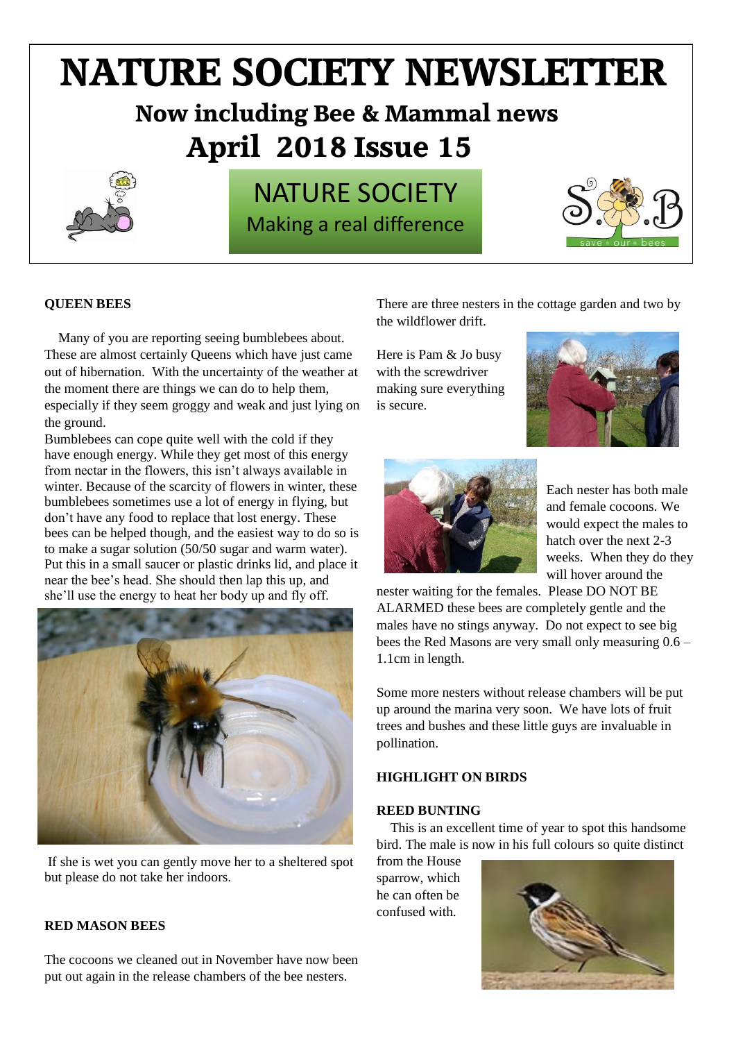# NATURE SOCIETY NEWSLETTER

## Now including Bee & Mammal news

## April 2018 Issue 15

NATURE SOCIETY
Making a real difference

**QUEEN BEES**

Many of you are reporting seeing bumblebees about. These are almost certainly Queens which have just came out of hibernation. With the uncertainty of the weather at the moment there are things we can do to help them, especially if they seem groggy and weak and just lying on the ground.

Bumblebees can cope quite well with the cold if they have enough energy. While they get most of this energy from nectar in the flowers, this isn't always available in winter. Because of the scarcity of flowers in winter, these bumblebees sometimes use a lot of energy in flying, but don't have any food to replace that lost energy. These bees can be helped though, and the easiest way to do so is to make a sugar solution (50/50 sugar and warm water). Put this in a small saucer or plastic drinks lid, and place it near the bee's head. She should then lap this up, and she'll use the energy to heat her body up and fly off.

If she is wet you can gently move her to a sheltered spot but please do not take her indoors.

**RED MASON BEES**

The cocoons we cleaned out in November have now been put out again in the release chambers of the bee nesters. There are three nesters in the cottage garden and two by the wildflower drift.

Here is Pam & Jo busy with the screwdriver making sure everything is secure.

Each nester has both male and female cocoons. We would expect the males to hatch over the next 2-3 weeks. When they do they will hover around the nester waiting for the females. Please DO NOT BE ALARMED these bees are completely gentle and the males have no stings anyway. Do not expect to see big bees the Red Masons are very small only measuring 0.6 – 1.1cm in length.

Some more nesters without release chambers will be put up around the marina very soon. We have lots of fruit trees and bushes and these little guys are invaluable in pollination.

**HIGHLIGHT ON BIRDS**

**REED BUNTING**

This is an excellent time of year to spot this handsome bird. The male is now in his full colours so quite distinct from the House sparrow, which he can often be confused with.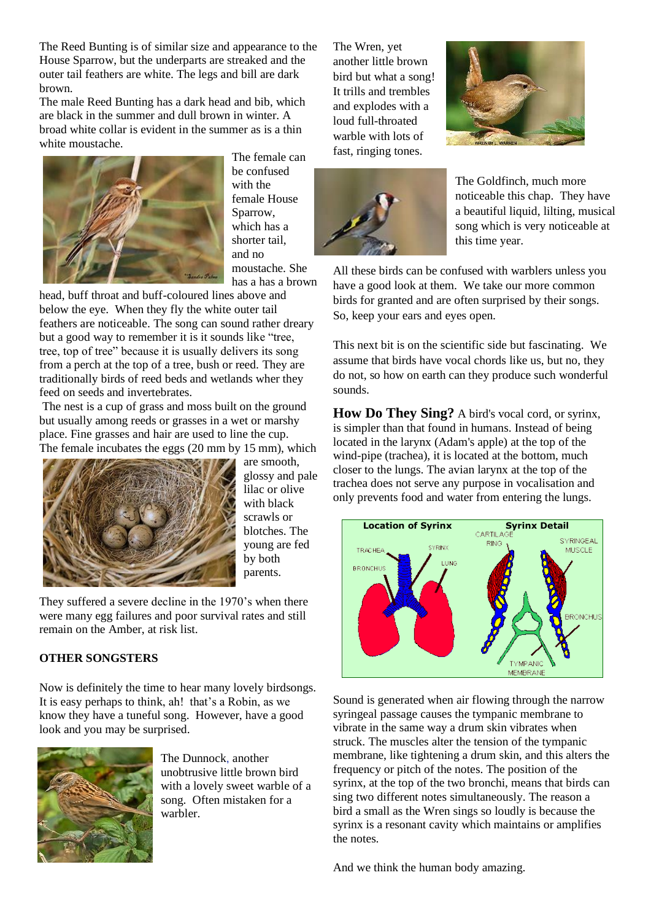The Reed Bunting is of similar size and appearance to the House Sparrow, but the underparts are streaked and the outer tail feathers are white. The legs and bill are dark brown.

The male Reed Bunting has a dark head and bib, which are black in the summer and dull brown in winter. A broad white collar is evident in the summer as is a thin white moustache.

The female can be confused with the female House Sparrow, which has a shorter tail, and no moustache. She has a has a brown head, buff throat and buff-coloured lines above and below the eye. When they fly the white outer tail feathers are noticeable. The song can sound rather dreary but a good way to remember it is it sounds like "tree, tree, top of tree" because it is usually delivers its song from a perch at the top of a tree, bush or reed. They are traditionally birds of reed beds and wetlands wher they feed on seeds and invertebrates.

The nest is a cup of grass and moss built on the ground but usually among reeds or grasses in a wet or marshy place. Fine grasses and hair are used to line the cup. The female incubates the eggs (20 mm by 15 mm), which are smooth, glossy and pale lilac or olive with black scrawls or blotches. The young are fed by both parents.

They suffered a severe decline in the 1970's when there were many egg failures and poor survival rates and still remain on the Amber, at risk list.

**OTHER SONGSTERS**

Now is definitely the time to hear many lovely birdsongs. It is easy perhaps to think, ah! that's a Robin, as we know they have a tuneful song. However, have a good look and you may be surprised.

The Dunnock, another unobtrusive little brown bird with a lovely sweet warble of a song. Often mistaken for a warbler.

The Wren, yet another little brown bird but what a song! It trills and trembles and explodes with a loud full-throated warble with lots of fast, ringing tones.

The Goldfinch, much more noticeable this chap. They have a beautiful liquid, lilting, musical song which is very noticeable at this time year.

All these birds can be confused with warblers unless you have a good look at them. We take our more common birds for granted and are often surprised by their songs. So, keep your ears and eyes open.

This next bit is on the scientific side but fascinating. We assume that birds have vocal chords like us, but no, they do not, so how on earth can they produce such wonderful sounds.

**How Do They Sing?** A bird's vocal cord, or syrinx, is simpler than that found in humans. Instead of being located in the larynx (Adam's apple) at the top of the wind-pipe (trachea), it is located at the bottom, much closer to the lungs. The avian larynx at the top of the trachea does not serve any purpose in vocalisation and only prevents food and water from entering the lungs.

Sound is generated when air flowing through the narrow syringeal passage causes the tympanic membrane to vibrate in the same way a drum skin vibrates when struck. The muscles alter the tension of the tympanic membrane, like tightening a drum skin, and this alters the frequency or pitch of the notes. The position of the syrinx, at the top of the two bronchi, means that birds can sing two different notes simultaneously. The reason a bird a small as the Wren sings so loudly is because the syrinx is a resonant cavity which maintains or amplifies the notes.

And we think the human body amazing.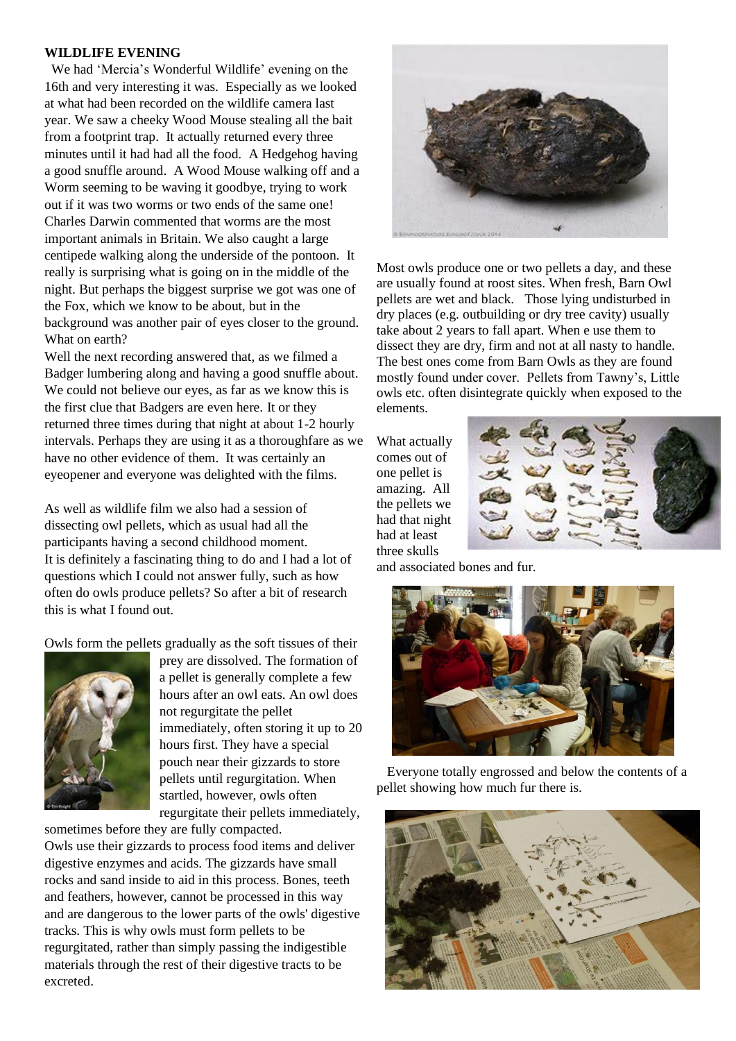**WILDLIFE EVENING**

We had 'Mercia's Wonderful Wildlife' evening on the 16th and very interesting it was. Especially as we looked at what had been recorded on the wildlife camera last year. We saw a cheeky Wood Mouse stealing all the bait from a footprint trap. It actually returned every three minutes until it had had all the food. A Hedgehog having a good snuffle around. A Wood Mouse walking off and a Worm seeming to be waving it goodbye, trying to work out if it was two worms or two ends of the same one! Charles Darwin commented that worms are the most important animals in Britain. We also caught a large centipede walking along the underside of the pontoon. It really is surprising what is going on in the middle of the night. But perhaps the biggest surprise we got was one of the Fox, which we know to be about, but in the background was another pair of eyes closer to the ground. What on earth?

Well the next recording answered that, as we filmed a Badger lumbering along and having a good snuffle about. We could not believe our eyes, as far as we know this is the first clue that Badgers are even here. It or they returned three times during that night at about 1-2 hourly intervals. Perhaps they are using it as a thoroughfare as we have no other evidence of them. It was certainly an eyeopener and everyone was delighted with the films.

As well as wildlife film we also had a session of dissecting owl pellets, which as usual had all the participants having a second childhood moment. It is definitely a fascinating thing to do and I had a lot of questions which I could not answer fully, such as how often do owls produce pellets? So after a bit of research this is what I found out.

Owls form the pellets gradually as the soft tissues of their prey are dissolved. The formation of a pellet is generally complete a few hours after an owl eats. An owl does not regurgitate the pellet immediately, often storing it up to 20 hours first. They have a special pouch near their gizzards to store pellets until regurgitation. When startled, however, owls often regurgitate their pellets immediately, sometimes before they are fully compacted.

Owls use their gizzards to process food items and deliver digestive enzymes and acids. The gizzards have small rocks and sand inside to aid in this process. Bones, teeth and feathers, however, cannot be processed in this way and are dangerous to the lower parts of the owls' digestive tracts. This is why owls must form pellets to be regurgitated, rather than simply passing the indigestible materials through the rest of their digestive tracts to be excreted.

Most owls produce one or two pellets a day, and these are usually found at roost sites. When fresh, Barn Owl pellets are wet and black. Those lying undisturbed in dry places (e.g. outbuilding or dry tree cavity) usually take about 2 years to fall apart. When e use them to dissect they are dry, firm and not at all nasty to handle. The best ones come from Barn Owls as they are found mostly found under cover. Pellets from Tawny's, Little owls etc. often disintegrate quickly when exposed to the elements.

What actually comes out of one pellet is amazing. All the pellets we had that night had at least three skulls and associated bones and fur.

Everyone totally engrossed and below the contents of a pellet showing how much fur there is.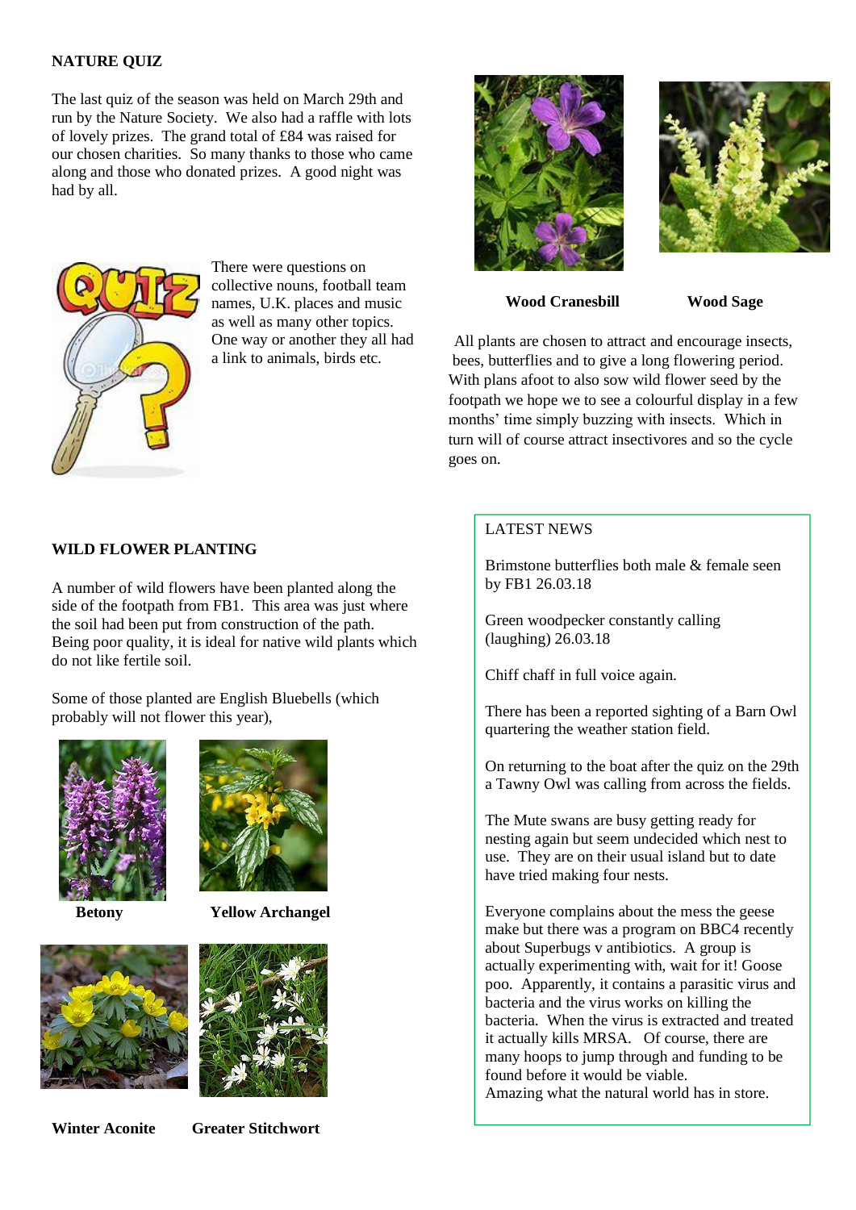## NATURE QUIZ

The last quiz of the season was held on March 29th and run by the Nature Society. We also had a raffle with lots of lovely prizes. The grand total of £84 was raised for our chosen charities. So many thanks to those who came along and those who donated prizes. A good night was had by all.

There were questions on collective nouns, football team names, U.K. places and music as well as many other topics. One way or another they all had a link to animals, birds etc.

## WILD FLOWER PLANTING

A number of wild flowers have been planted along the side of the footpath from FB1. This area was just where the soil had been put from construction of the path. Being poor quality, it is ideal for native wild plants which do not like fertile soil.

Some of those planted are English Bluebells (which probably will not flower this year),

**Betony** **Yellow Archangel**

**Winter Aconite** **Greater Stitchwort**

**Wood Cranesbill** **Wood Sage**

All plants are chosen to attract and encourage insects, bees, butterflies and to give a long flowering period. With plans afoot to also sow wild flower seed by the footpath we hope we to see a colourful display in a few months' time simply buzzing with insects. Which in turn will of course attract insectivores and so the cycle goes on.

LATEST NEWS

Brimstone butterflies both male & female seen by FB1 26.03.18

Green woodpecker constantly calling (laughing) 26.03.18

Chiff chaff in full voice again.

There has been a reported sighting of a Barn Owl quartering the weather station field.

On returning to the boat after the quiz on the 29th a Tawny Owl was calling from across the fields.

The Mute swans are busy getting ready for nesting again but seem undecided which nest to use. They are on their usual island but to date have tried making four nests.

Everyone complains about the mess the geese make but there was a program on BBC4 recently about Superbugs v antibiotics. A group is actually experimenting with, wait for it! Goose poo. Apparently, it contains a parasitic virus and bacteria and the virus works on killing the bacteria. When the virus is extracted and treated it actually kills MRSA. Of course, there are many hoops to jump through and funding to be found before it would be viable.
Amazing what the natural world has in store.